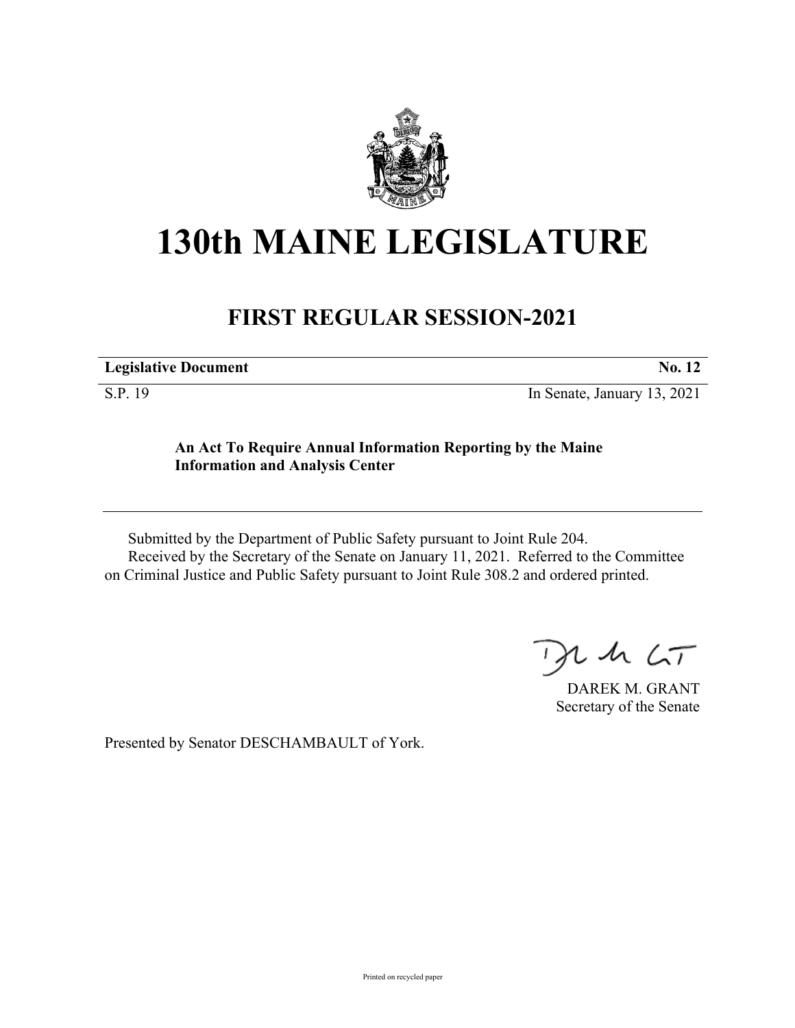# 130th MAINE LEGISLATURE

## FIRST REGULAR SESSION-2021

| **Legislative Document** | **No. 12** |
| --- | --- |
| S.P. 19 | In Senate, January 13, 2021 |

**An Act To Require Annual Information Reporting by the Maine Information and Analysis Center**

Submitted by the Department of Public Safety pursuant to Joint Rule 204.

Received by the Secretary of the Senate on January 11, 2021. Referred to the Committee on Criminal Justice and Public Safety pursuant to Joint Rule 308.2 and ordered printed.

DAREK M. GRANT
Secretary of the Senate

Presented by Senator DESCHAMBAULT of York.

Printed on recycled paper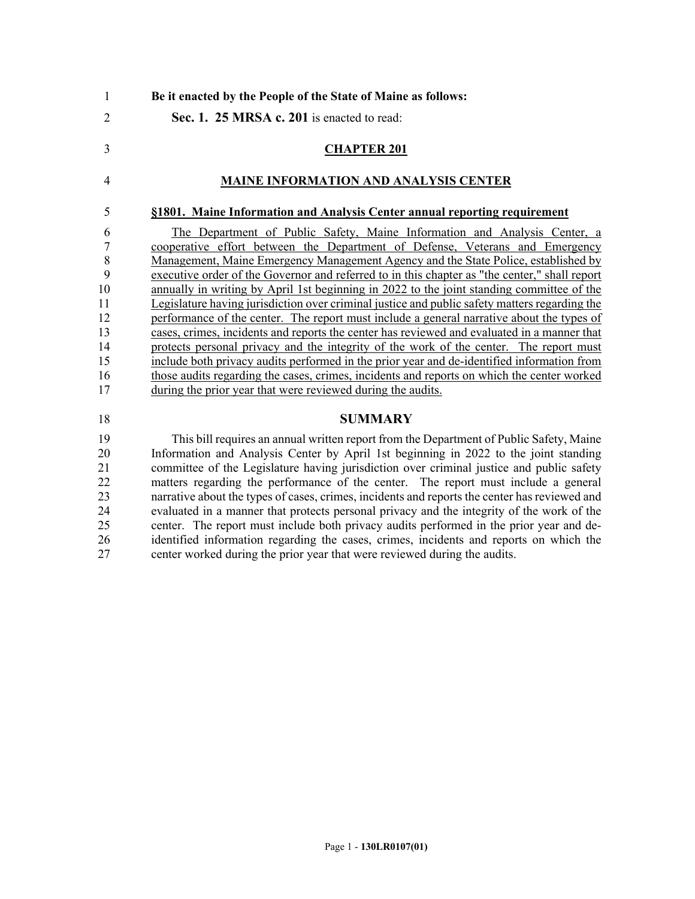**Be it enacted by the People of the State of Maine as follows:**

**Sec. 1. 25 MRSA c. 201** is enacted to read:

## CHAPTER 201

## MAINE INFORMATION AND ANALYSIS CENTER

### §1801. Maine Information and Analysis Center annual reporting requirement

The Department of Public Safety, Maine Information and Analysis Center, a cooperative effort between the Department of Defense, Veterans and Emergency Management, Maine Emergency Management Agency and the State Police, established by executive order of the Governor and referred to in this chapter as "the center," shall report annually in writing by April 1st beginning in 2022 to the joint standing committee of the Legislature having jurisdiction over criminal justice and public safety matters regarding the performance of the center. The report must include a general narrative about the types of cases, crimes, incidents and reports the center has reviewed and evaluated in a manner that protects personal privacy and the integrity of the work of the center. The report must include both privacy audits performed in the prior year and de-identified information from those audits regarding the cases, crimes, incidents and reports on which the center worked during the prior year that were reviewed during the audits.

## SUMMARY

This bill requires an annual written report from the Department of Public Safety, Maine Information and Analysis Center by April 1st beginning in 2022 to the joint standing committee of the Legislature having jurisdiction over criminal justice and public safety matters regarding the performance of the center. The report must include a general narrative about the types of cases, crimes, incidents and reports the center has reviewed and evaluated in a manner that protects personal privacy and the integrity of the work of the center. The report must include both privacy audits performed in the prior year and de-identified information regarding the cases, crimes, incidents and reports on which the center worked during the prior year that were reviewed during the audits.